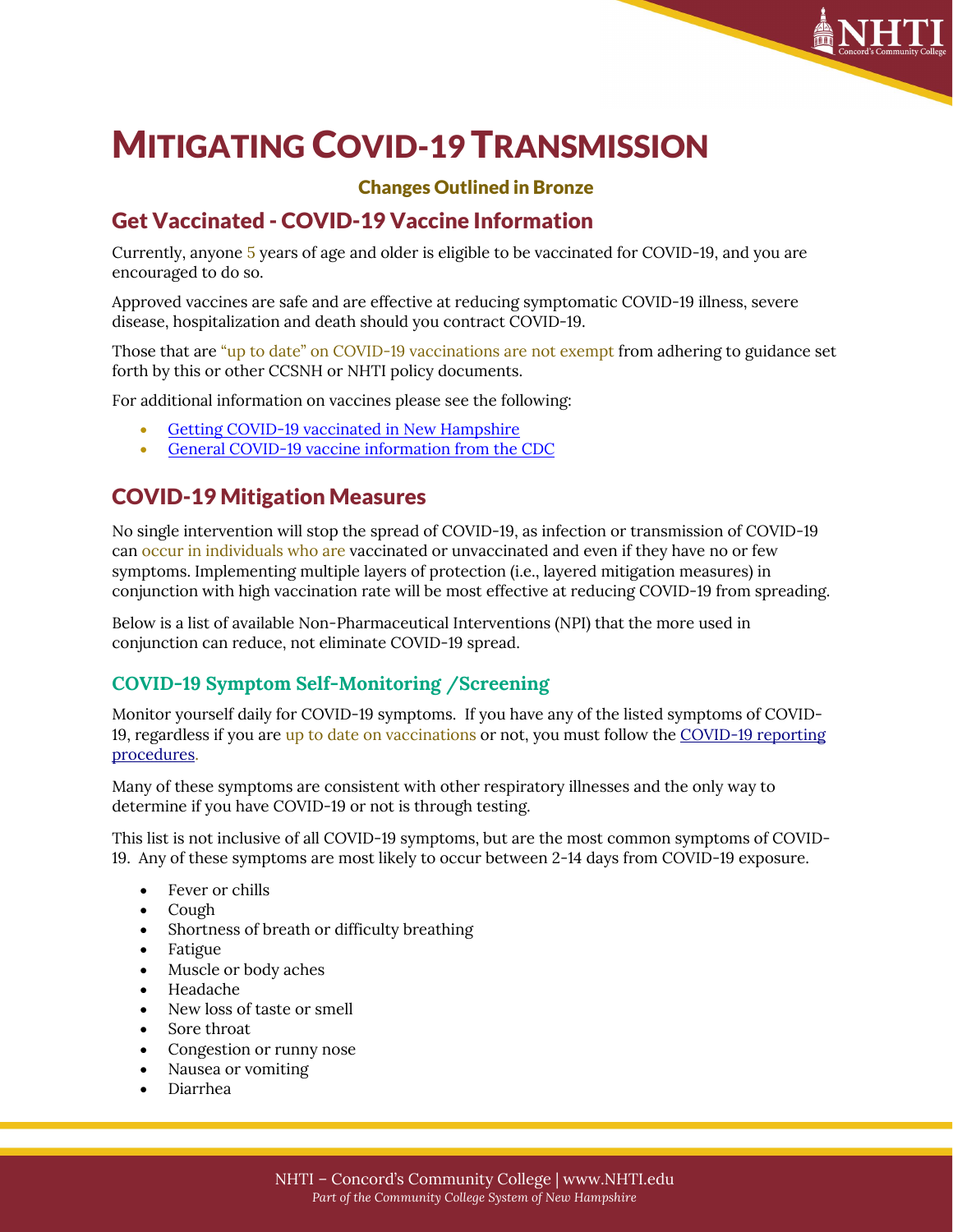# Mitigating COVID-19 Transmission

**Changes Outlined in Bronze**

## Get Vaccinated - COVID-19 Vaccine Information

Currently, anyone 5 years of age and older is eligible to be vaccinated for COVID-19, and you are encouraged to do so.

Approved vaccines are safe and are effective at reducing symptomatic COVID-19 illness, severe disease, hospitalization and death should you contract COVID-19.

Those that are "up to date" on COVID-19 vaccinations are not exempt from adhering to guidance set forth by this or other CCSNH or NHTI policy documents.

For additional information on vaccines please see the following:

- Getting COVID-19 vaccinated in New Hampshire
- General COVID-19 vaccine information from the CDC

## COVID-19 Mitigation Measures

No single intervention will stop the spread of COVID-19, as infection or transmission of COVID-19 can occur in individuals who are vaccinated or unvaccinated and even if they have no or few symptoms. Implementing multiple layers of protection (i.e., layered mitigation measures) in conjunction with high vaccination rate will be most effective at reducing COVID-19 from spreading.

Below is a list of available Non-Pharmaceutical Interventions (NPI) that the more used in conjunction can reduce, not eliminate COVID-19 spread.

### COVID-19 Symptom Self-Monitoring /Screening

Monitor yourself daily for COVID-19 symptoms. If you have any of the listed symptoms of COVID-19, regardless if you are up to date on vaccinations or not, you must follow the COVID-19 reporting procedures.

Many of these symptoms are consistent with other respiratory illnesses and the only way to determine if you have COVID-19 or not is through testing.

This list is not inclusive of all COVID-19 symptoms, but are the most common symptoms of COVID-19. Any of these symptoms are most likely to occur between 2-14 days from COVID-19 exposure.

- Fever or chills
- Cough
- Shortness of breath or difficulty breathing
- Fatigue
- Muscle or body aches
- Headache
- New loss of taste or smell
- Sore throat
- Congestion or runny nose
- Nausea or vomiting
- Diarrhea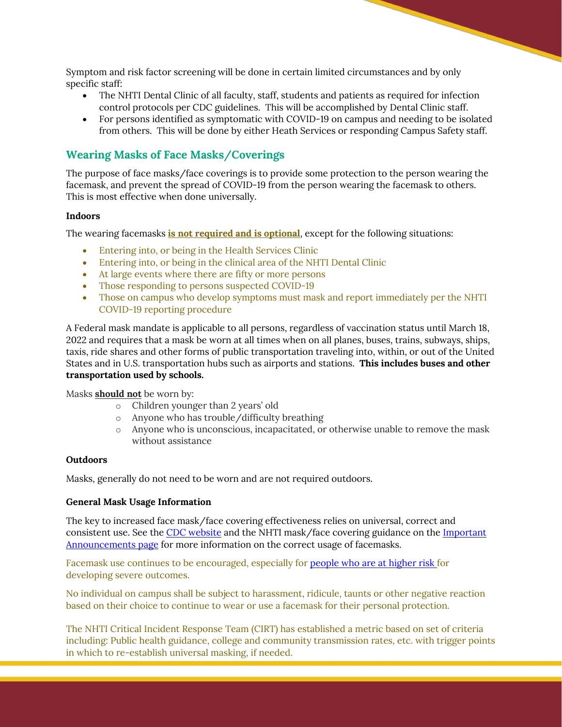Symptom and risk factor screening will be done in certain limited circumstances and by only specific staff:

- The NHTI Dental Clinic of all faculty, staff, students and patients as required for infection control protocols per CDC guidelines. This will be accomplished by Dental Clinic staff.
- For persons identified as symptomatic with COVID-19 on campus and needing to be isolated from others. This will be done by either Heath Services or responding Campus Safety staff.

## Wearing Masks of Face Masks/Coverings

The purpose of face masks/face coverings is to provide some protection to the person wearing the facemask, and prevent the spread of COVID-19 from the person wearing the facemask to others. This is most effective when done universally.

### Indoors

The wearing facemasks **is not required and is optional**, except for the following situations:

- Entering into, or being in the Health Services Clinic
- Entering into, or being in the clinical area of the NHTI Dental Clinic
- At large events where there are fifty or more persons
- Those responding to persons suspected COVID-19
- Those on campus who develop symptoms must mask and report immediately per the NHTI COVID-19 reporting procedure

A Federal mask mandate is applicable to all persons, regardless of vaccination status until March 18, 2022 and requires that a mask be worn at all times when on all planes, buses, trains, subways, ships, taxis, ride shares and other forms of public transportation traveling into, within, or out of the United States and in U.S. transportation hubs such as airports and stations. **This includes buses and other transportation used by schools.**

Masks **should not** be worn by:

- Children younger than 2 years' old
- Anyone who has trouble/difficulty breathing
- Anyone who is unconscious, incapacitated, or otherwise unable to remove the mask without assistance

### Outdoors

Masks, generally do not need to be worn and are not required outdoors.

### General Mask Usage Information

The key to increased face mask/face covering effectiveness relies on universal, correct and consistent use. See the CDC website and the NHTI mask/face covering guidance on the Important Announcements page for more information on the correct usage of facemasks.

Facemask use continues to be encouraged, especially for people who are at higher risk for developing severe outcomes.

No individual on campus shall be subject to harassment, ridicule, taunts or other negative reaction based on their choice to continue to wear or use a facemask for their personal protection.

The NHTI Critical Incident Response Team (CIRT) has established a metric based on set of criteria including: Public health guidance, college and community transmission rates, etc. with trigger points in which to re-establish universal masking, if needed.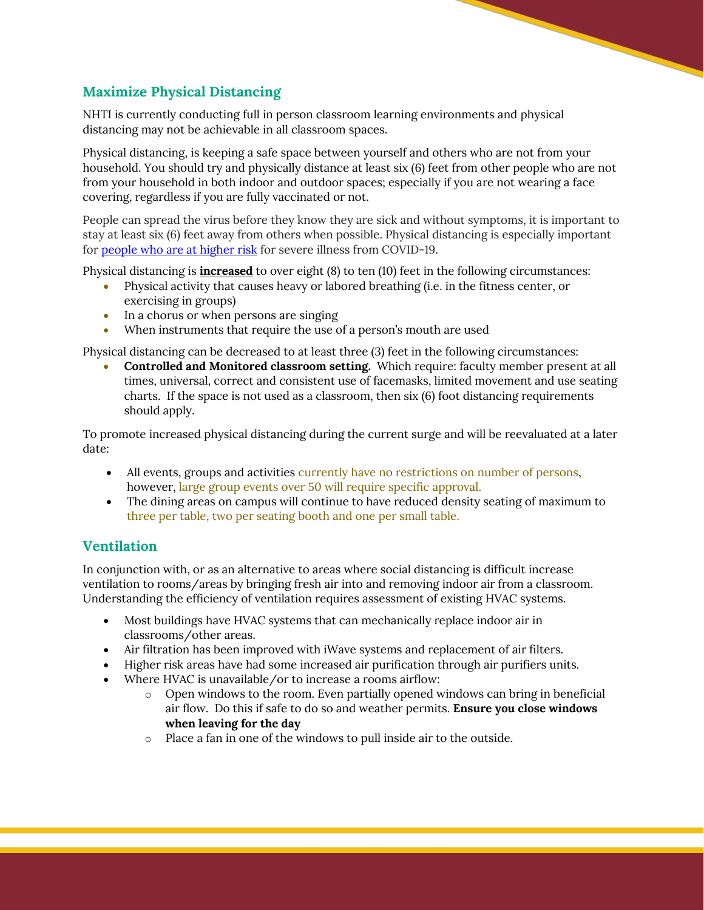## Maximize Physical Distancing

NHTI is currently conducting full in person classroom learning environments and physical distancing may not be achievable in all classroom spaces.

Physical distancing, is keeping a safe space between yourself and others who are not from your household. You should try and physically distance at least six (6) feet from other people who are not from your household in both indoor and outdoor spaces; especially if you are not wearing a face covering, regardless if you are fully vaccinated or not.

People can spread the virus before they know they are sick and without symptoms, it is important to stay at least six (6) feet away from others when possible. Physical distancing is especially important for people who are at higher risk for severe illness from COVID-19.

Physical distancing is **increased** to over eight (8) to ten (10) feet in the following circumstances:

- Physical activity that causes heavy or labored breathing (i.e. in the fitness center, or exercising in groups)
- In a chorus or when persons are singing
- When instruments that require the use of a person's mouth are used

Physical distancing can be decreased to at least three (3) feet in the following circumstances:

- **Controlled and Monitored classroom setting.** Which require: faculty member present at all times, universal, correct and consistent use of facemasks, limited movement and use seating charts. If the space is not used as a classroom, then six (6) foot distancing requirements should apply.

To promote increased physical distancing during the current surge and will be reevaluated at a later date:

- All events, groups and activities currently have no restrictions on number of persons, however, large group events over 50 will require specific approval.
- The dining areas on campus will continue to have reduced density seating of maximum to three per table, two per seating booth and one per small table.

## Ventilation

In conjunction with, or as an alternative to areas where social distancing is difficult increase ventilation to rooms/areas by bringing fresh air into and removing indoor air from a classroom. Understanding the efficiency of ventilation requires assessment of existing HVAC systems.

- Most buildings have HVAC systems that can mechanically replace indoor air in classrooms/other areas.
- Air filtration has been improved with iWave systems and replacement of air filters.
- Higher risk areas have had some increased air purification through air purifiers units.
- Where HVAC is unavailable/or to increase a rooms airflow:
  - Open windows to the room. Even partially opened windows can bring in beneficial air flow. Do this if safe to do so and weather permits. **Ensure you close windows when leaving for the day**
  - Place a fan in one of the windows to pull inside air to the outside.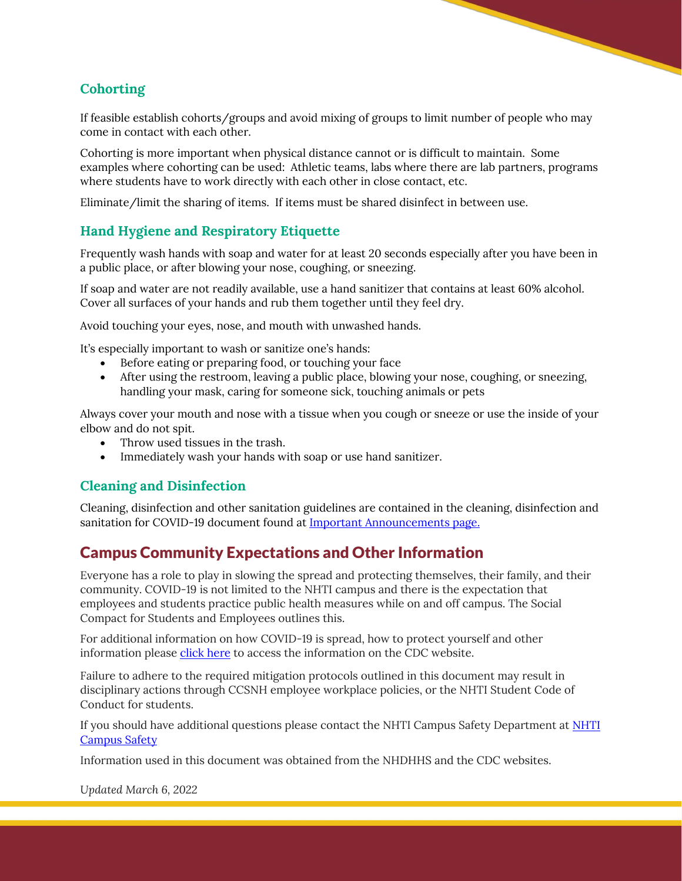### Cohorting

If feasible establish cohorts/groups and avoid mixing of groups to limit number of people who may come in contact with each other.

Cohorting is more important when physical distance cannot or is difficult to maintain. Some examples where cohorting can be used: Athletic teams, labs where there are lab partners, programs where students have to work directly with each other in close contact, etc.

Eliminate/limit the sharing of items. If items must be shared disinfect in between use.

### Hand Hygiene and Respiratory Etiquette

Frequently wash hands with soap and water for at least 20 seconds especially after you have been in a public place, or after blowing your nose, coughing, or sneezing.

If soap and water are not readily available, use a hand sanitizer that contains at least 60% alcohol. Cover all surfaces of your hands and rub them together until they feel dry.

Avoid touching your eyes, nose, and mouth with unwashed hands.

It's especially important to wash or sanitize one's hands:

- Before eating or preparing food, or touching your face
- After using the restroom, leaving a public place, blowing your nose, coughing, or sneezing, handling your mask, caring for someone sick, touching animals or pets

Always cover your mouth and nose with a tissue when you cough or sneeze or use the inside of your elbow and do not spit.

- Throw used tissues in the trash.
- Immediately wash your hands with soap or use hand sanitizer.

### Cleaning and Disinfection

Cleaning, disinfection and other sanitation guidelines are contained in the cleaning, disinfection and sanitation for COVID-19 document found at Important Announcements page.

## Campus Community Expectations and Other Information

Everyone has a role to play in slowing the spread and protecting themselves, their family, and their community. COVID-19 is not limited to the NHTI campus and there is the expectation that employees and students practice public health measures while on and off campus. The Social Compact for Students and Employees outlines this.

For additional information on how COVID-19 is spread, how to protect yourself and other information please click here to access the information on the CDC website.

Failure to adhere to the required mitigation protocols outlined in this document may result in disciplinary actions through CCSNH employee workplace policies, or the NHTI Student Code of Conduct for students.

If you should have additional questions please contact the NHTI Campus Safety Department at NHTI Campus Safety

Information used in this document was obtained from the NHDHHS and the CDC websites.

*Updated March 6, 2022*